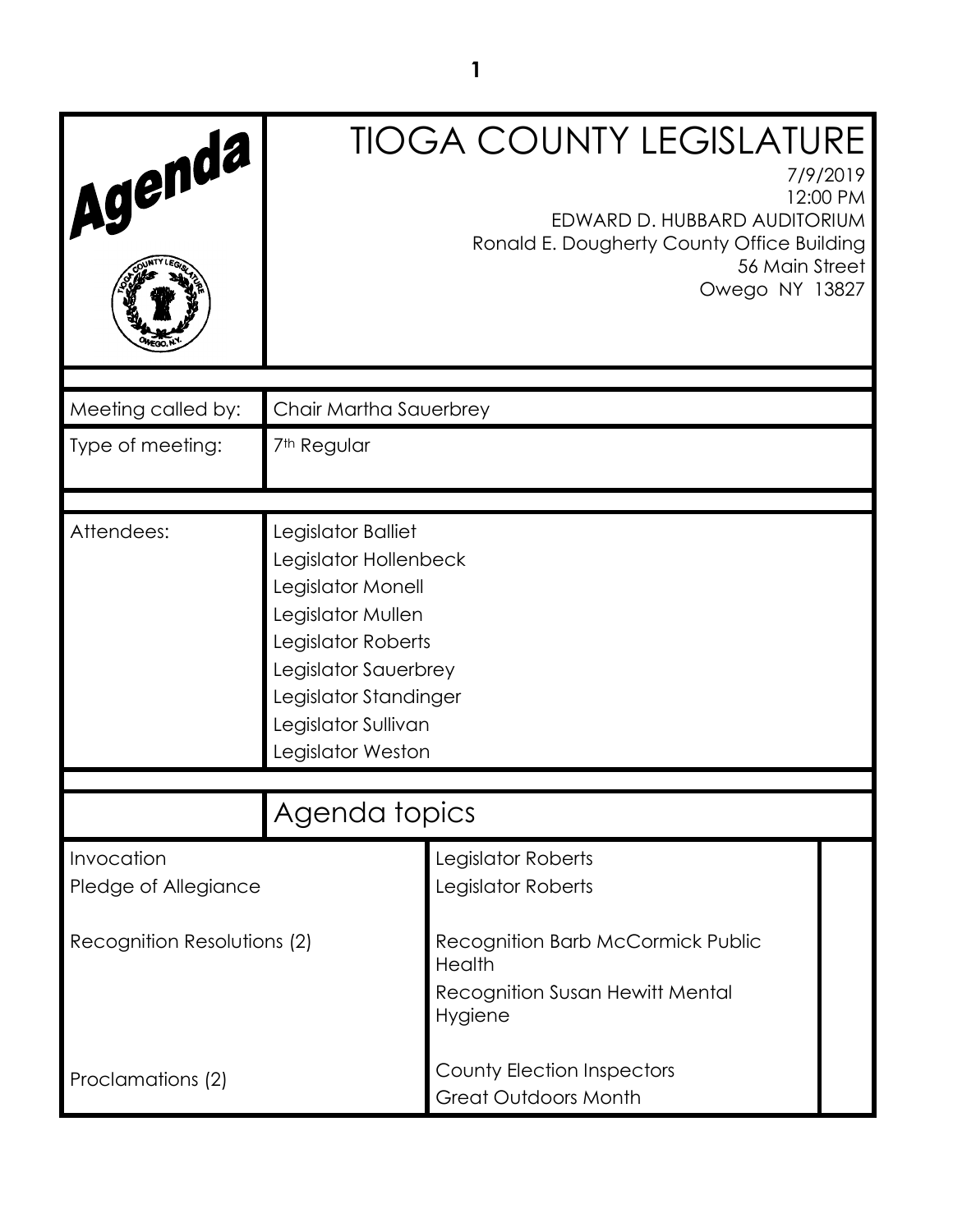# TIOGA COUNTY LEGISLATURE

Agenda

7/9/2019
12:00 PM
EDWARD D. HUBBARD AUDITORIUM
Ronald E. Dougherty County Office Building
56 Main Street
Owego NY 13827

| | |
|---|---|
| Meeting called by: | Chair Martha Sauerbrey |
| Type of meeting: | 7th Regular |
| Attendees: | Legislator Balliet<br>Legislator Hollenbeck<br>Legislator Monell<br>Legislator Mullen<br>Legislator Roberts<br>Legislator Sauerbrey<br>Legislator Standinger<br>Legislator Sullivan<br>Legislator Weston |

## Agenda topics

| | | |
|---|---|---|
| Invocation | Legislator Roberts | |
| Pledge of Allegiance | Legislator Roberts | |
| Recognition Resolutions (2) | Recognition Barb McCormick Public Health<br>Recognition Susan Hewitt Mental Hygiene | |
| Proclamations (2) | County Election Inspectors<br>Great Outdoors Month | |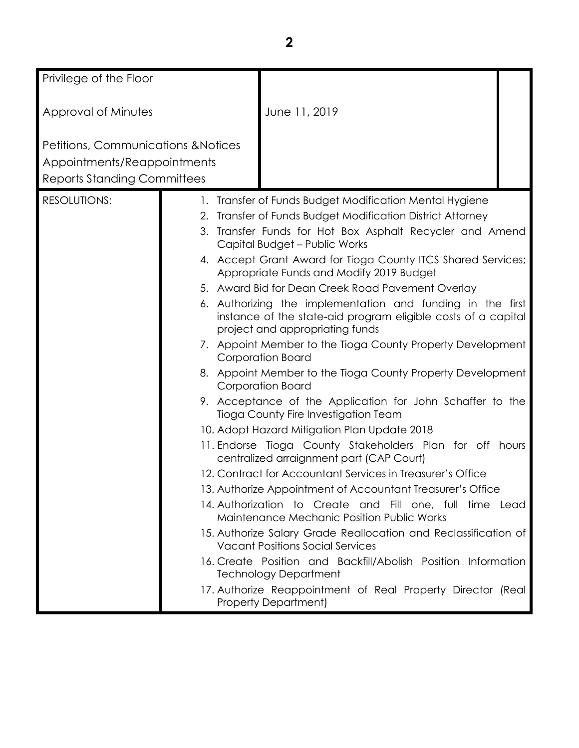| | | |
|---|---|---|
| Privilege of the Floor | | |
| Approval of Minutes | June 11, 2019 | |
| Petitions, Communications &Notices<br>Appointments/Reappointments<br>Reports Standing Committees | | |

| RESOLUTIONS: | |
|---|---|
| | 1. Transfer of Funds Budget Modification Mental Hygiene<br>2. Transfer of Funds Budget Modification District Attorney<br>3. Transfer Funds for Hot Box Asphalt Recycler and Amend Capital Budget – Public Works<br>4. Accept Grant Award for Tioga County ITCS Shared Services; Appropriate Funds and Modify 2019 Budget<br>5. Award Bid for Dean Creek Road Pavement Overlay<br>6. Authorizing the implementation and funding in the first instance of the state-aid program eligible costs of a capital project and appropriating funds<br>7. Appoint Member to the Tioga County Property Development Corporation Board<br>8. Appoint Member to the Tioga County Property Development Corporation Board<br>9. Acceptance of the Application for John Schaffer to the Tioga County Fire Investigation Team<br>10. Adopt Hazard Mitigation Plan Update 2018<br>11. Endorse Tioga County Stakeholders Plan for off hours centralized arraignment part (CAP Court)<br>12. Contract for Accountant Services in Treasurer's Office<br>13. Authorize Appointment of Accountant Treasurer's Office<br>14. Authorization to Create and Fill one, full time Lead Maintenance Mechanic Position Public Works<br>15. Authorize Salary Grade Reallocation and Reclassification of Vacant Positions Social Services<br>16. Create Position and Backfill/Abolish Position Information Technology Department<br>17. Authorize Reappointment of Real Property Director (Real Property Department) |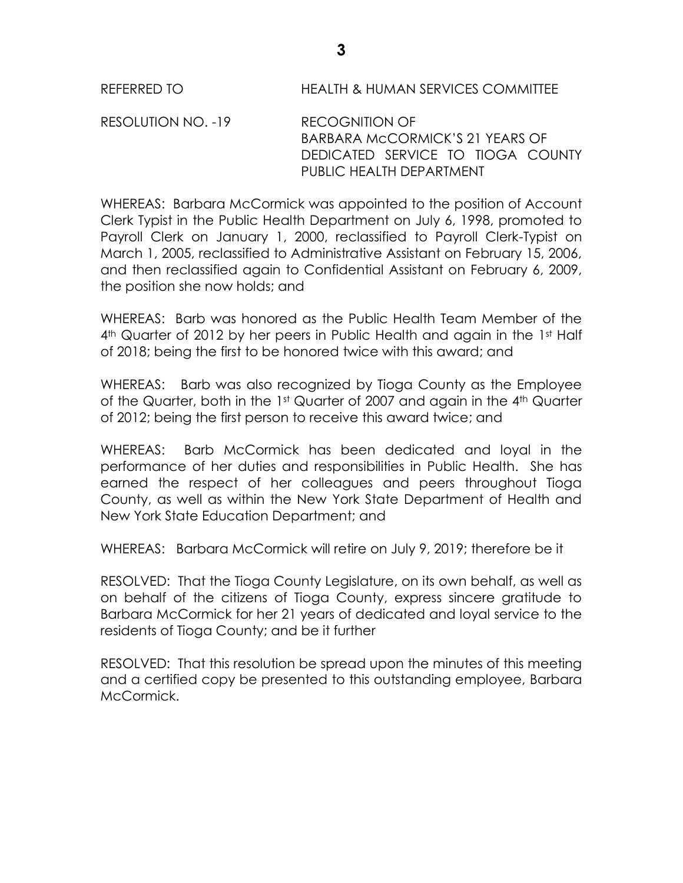REFERRED TO HEALTH & HUMAN SERVICES COMMITTEE

RESOLUTION NO. -19 RECOGNITION OF BARBARA McCORMICK'S 21 YEARS OF DEDICATED SERVICE TO TIOGA COUNTY PUBLIC HEALTH DEPARTMENT

WHEREAS: Barbara McCormick was appointed to the position of Account Clerk Typist in the Public Health Department on July 6, 1998, promoted to Payroll Clerk on January 1, 2000, reclassified to Payroll Clerk-Typist on March 1, 2005, reclassified to Administrative Assistant on February 15, 2006, and then reclassified again to Confidential Assistant on February 6, 2009, the position she now holds; and

WHEREAS: Barb was honored as the Public Health Team Member of the 4th Quarter of 2012 by her peers in Public Health and again in the 1st Half of 2018; being the first to be honored twice with this award; and

WHEREAS: Barb was also recognized by Tioga County as the Employee of the Quarter, both in the 1st Quarter of 2007 and again in the 4th Quarter of 2012; being the first person to receive this award twice; and

WHEREAS: Barb McCormick has been dedicated and loyal in the performance of her duties and responsibilities in Public Health. She has earned the respect of her colleagues and peers throughout Tioga County, as well as within the New York State Department of Health and New York State Education Department; and

WHEREAS: Barbara McCormick will retire on July 9, 2019; therefore be it

RESOLVED: That the Tioga County Legislature, on its own behalf, as well as on behalf of the citizens of Tioga County, express sincere gratitude to Barbara McCormick for her 21 years of dedicated and loyal service to the residents of Tioga County; and be it further

RESOLVED: That this resolution be spread upon the minutes of this meeting and a certified copy be presented to this outstanding employee, Barbara McCormick.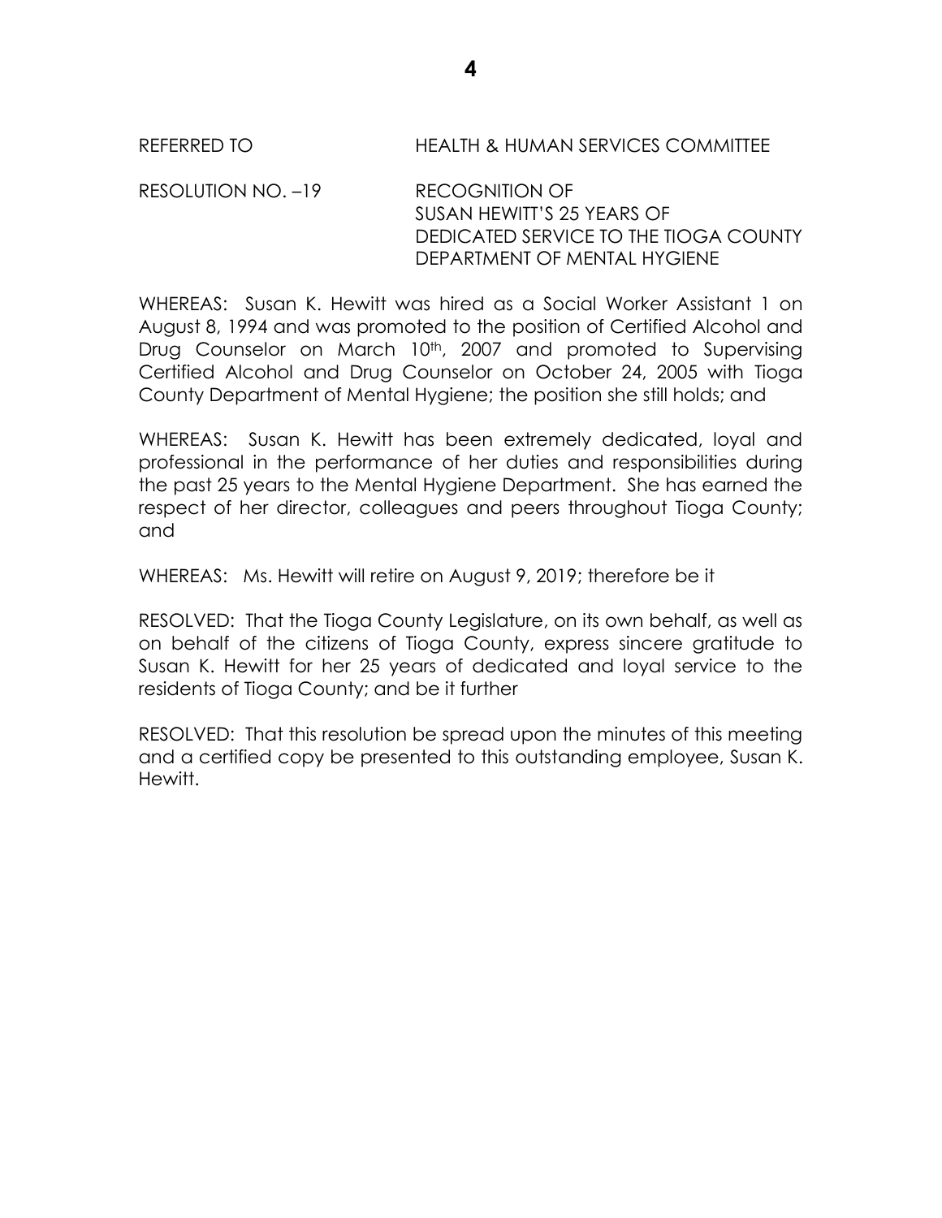REFERRED TO HEALTH & HUMAN SERVICES COMMITTEE

RESOLUTION NO. –19 RECOGNITION OF
SUSAN HEWITT'S 25 YEARS OF
DEDICATED SERVICE TO THE TIOGA COUNTY
DEPARTMENT OF MENTAL HYGIENE

WHEREAS: Susan K. Hewitt was hired as a Social Worker Assistant 1 on August 8, 1994 and was promoted to the position of Certified Alcohol and Drug Counselor on March 10th, 2007 and promoted to Supervising Certified Alcohol and Drug Counselor on October 24, 2005 with Tioga County Department of Mental Hygiene; the position she still holds; and

WHEREAS: Susan K. Hewitt has been extremely dedicated, loyal and professional in the performance of her duties and responsibilities during the past 25 years to the Mental Hygiene Department. She has earned the respect of her director, colleagues and peers throughout Tioga County; and

WHEREAS: Ms. Hewitt will retire on August 9, 2019; therefore be it

RESOLVED: That the Tioga County Legislature, on its own behalf, as well as on behalf of the citizens of Tioga County, express sincere gratitude to Susan K. Hewitt for her 25 years of dedicated and loyal service to the residents of Tioga County; and be it further

RESOLVED: That this resolution be spread upon the minutes of this meeting and a certified copy be presented to this outstanding employee, Susan K. Hewitt.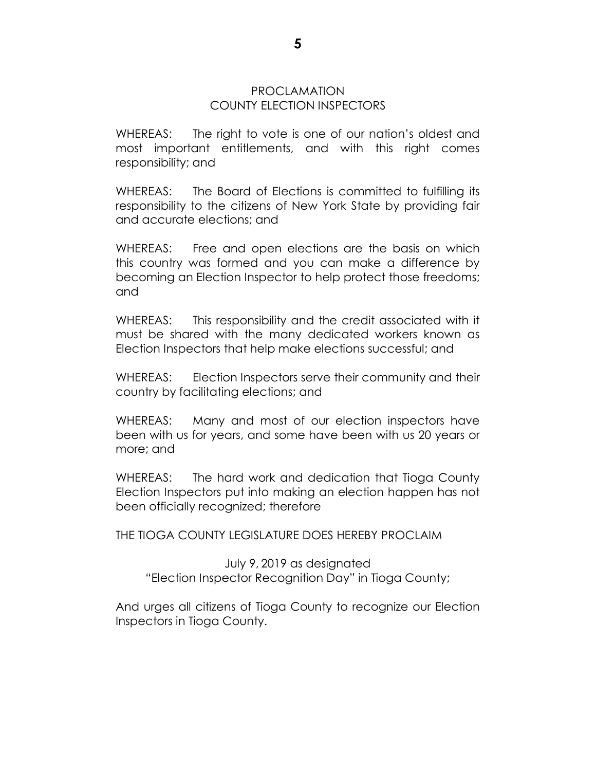## PROCLAMATION
## COUNTY ELECTION INSPECTORS

WHEREAS: The right to vote is one of our nation's oldest and most important entitlements, and with this right comes responsibility; and

WHEREAS: The Board of Elections is committed to fulfilling its responsibility to the citizens of New York State by providing fair and accurate elections; and

WHEREAS: Free and open elections are the basis on which this country was formed and you can make a difference by becoming an Election Inspector to help protect those freedoms; and

WHEREAS: This responsibility and the credit associated with it must be shared with the many dedicated workers known as Election Inspectors that help make elections successful; and

WHEREAS: Election Inspectors serve their community and their country by facilitating elections; and

WHEREAS: Many and most of our election inspectors have been with us for years, and some have been with us 20 years or more; and

WHEREAS: The hard work and dedication that Tioga County Election Inspectors put into making an election happen has not been officially recognized; therefore

THE TIOGA COUNTY LEGISLATURE DOES HEREBY PROCLAIM

July 9, 2019 as designated
"Election Inspector Recognition Day" in Tioga County;

And urges all citizens of Tioga County to recognize our Election Inspectors in Tioga County.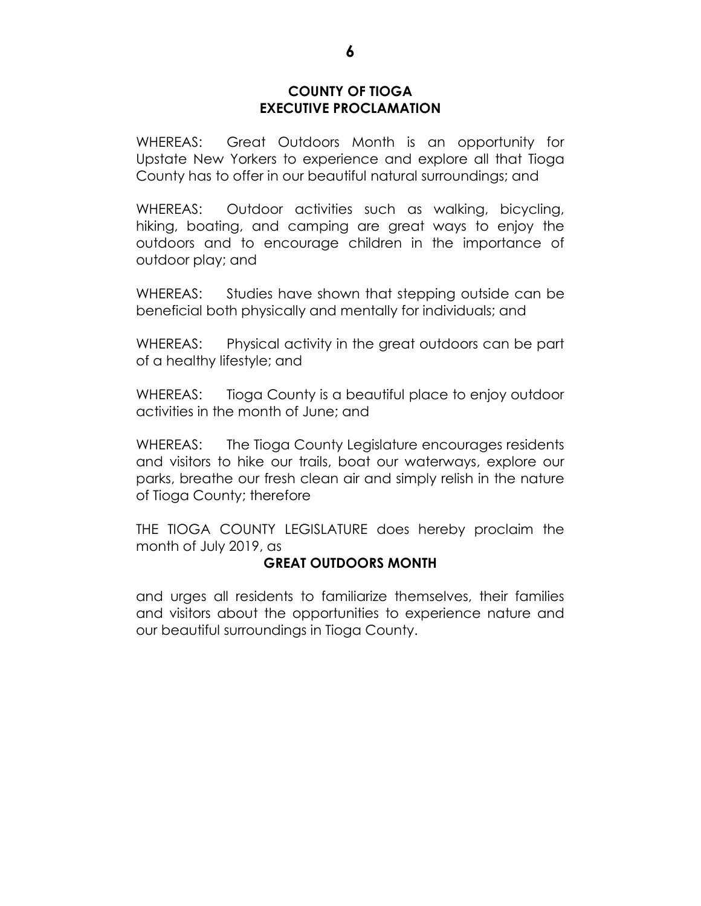**COUNTY OF TIOGA**
**EXECUTIVE PROCLAMATION**

WHEREAS: Great Outdoors Month is an opportunity for Upstate New Yorkers to experience and explore all that Tioga County has to offer in our beautiful natural surroundings; and

WHEREAS: Outdoor activities such as walking, bicycling, hiking, boating, and camping are great ways to enjoy the outdoors and to encourage children in the importance of outdoor play; and

WHEREAS: Studies have shown that stepping outside can be beneficial both physically and mentally for individuals; and

WHEREAS: Physical activity in the great outdoors can be part of a healthy lifestyle; and

WHEREAS: Tioga County is a beautiful place to enjoy outdoor activities in the month of June; and

WHEREAS: The Tioga County Legislature encourages residents and visitors to hike our trails, boat our waterways, explore our parks, breathe our fresh clean air and simply relish in the nature of Tioga County; therefore

THE TIOGA COUNTY LEGISLATURE does hereby proclaim the month of July 2019, as

**GREAT OUTDOORS MONTH**

and urges all residents to familiarize themselves, their families and visitors about the opportunities to experience nature and our beautiful surroundings in Tioga County.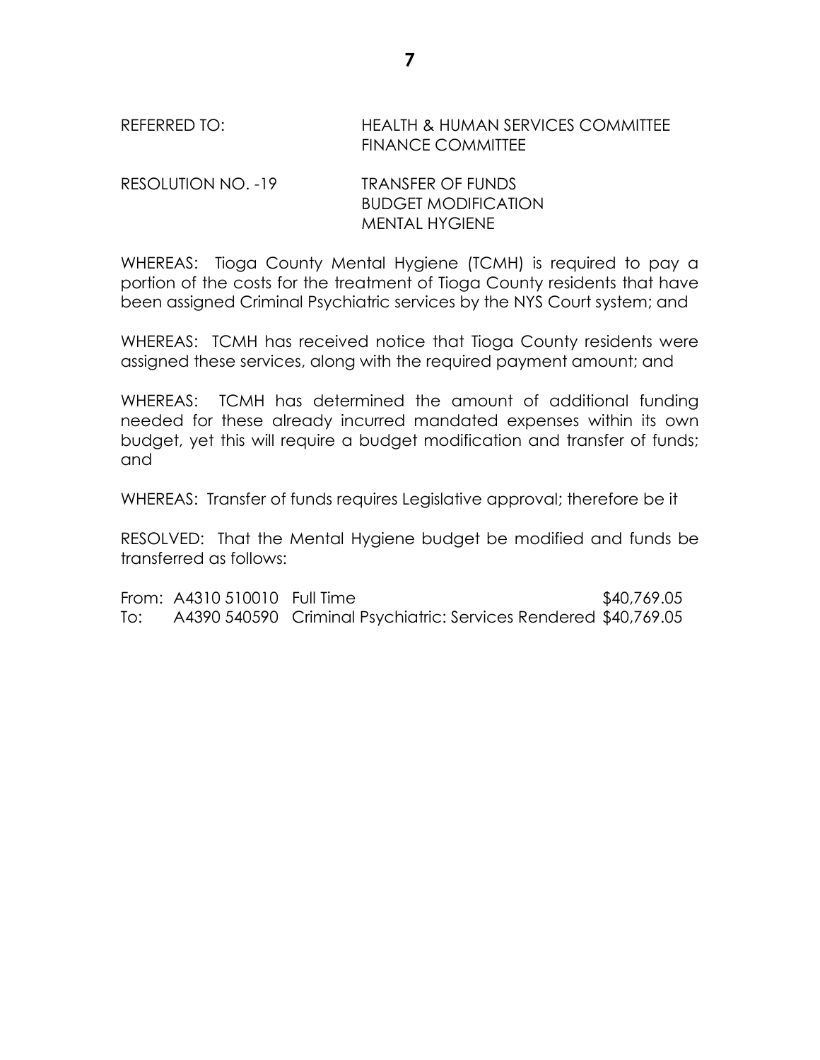REFERRED TO: HEALTH & HUMAN SERVICES COMMITTEE
FINANCE COMMITTEE

RESOLUTION NO. -19 TRANSFER OF FUNDS
BUDGET MODIFICATION
MENTAL HYGIENE

WHEREAS: Tioga County Mental Hygiene (TCMH) is required to pay a portion of the costs for the treatment of Tioga County residents that have been assigned Criminal Psychiatric services by the NYS Court system; and

WHEREAS: TCMH has received notice that Tioga County residents were assigned these services, along with the required payment amount; and

WHEREAS: TCMH has determined the amount of additional funding needed for these already incurred mandated expenses within its own budget, yet this will require a budget modification and transfer of funds; and

WHEREAS: Transfer of funds requires Legislative approval; therefore be it

RESOLVED: That the Mental Hygiene budget be modified and funds be transferred as follows:

| | | | |
|---|---|---|---|
| From: | A4310 510010 | Full Time | $40,769.05 |
| To: | A4390 540590 | Criminal Psychiatric: Services Rendered | $40,769.05 |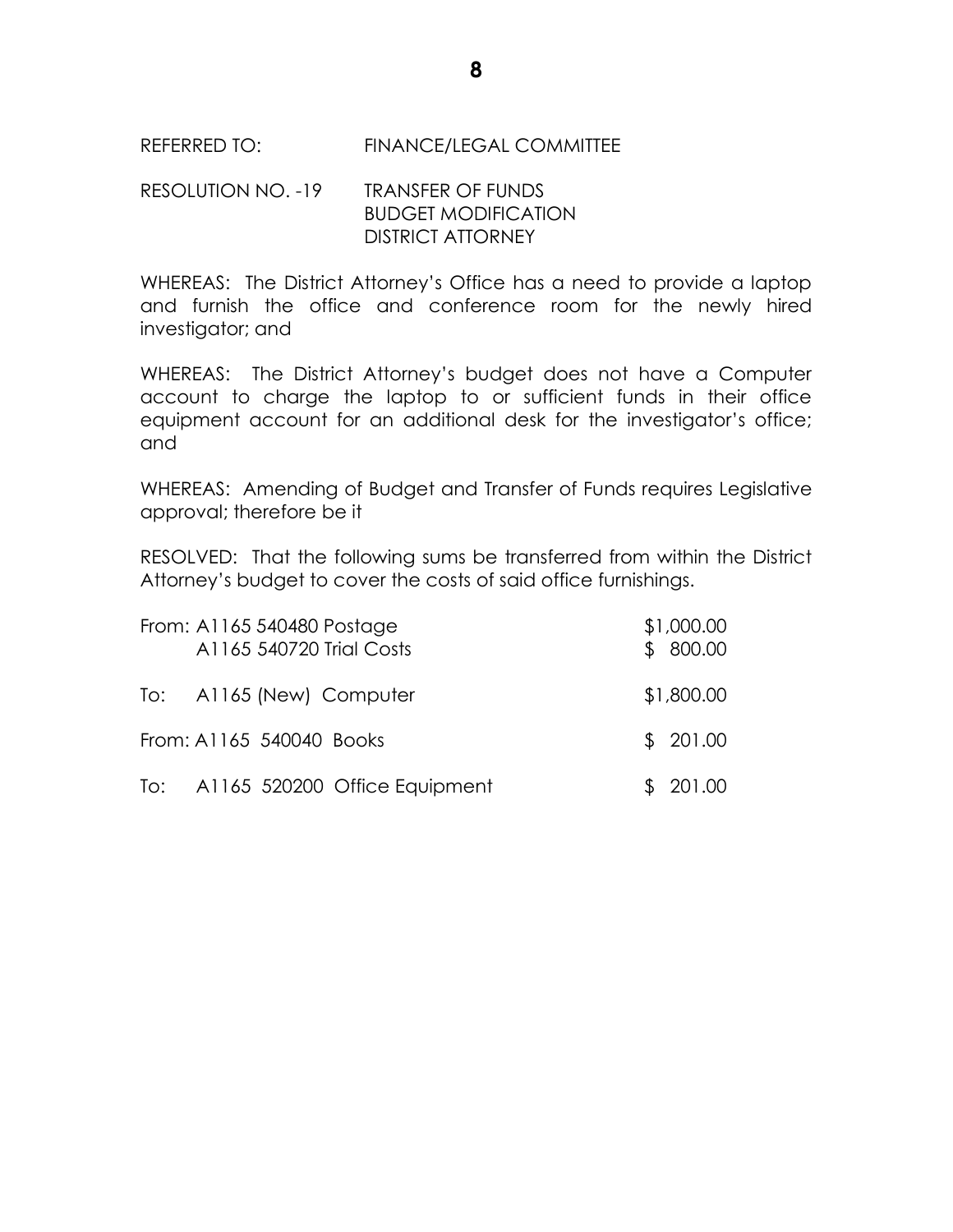REFERRED TO: FINANCE/LEGAL COMMITTEE

RESOLUTION NO. -19 TRANSFER OF FUNDS
BUDGET MODIFICATION
DISTRICT ATTORNEY

WHEREAS: The District Attorney's Office has a need to provide a laptop and furnish the office and conference room for the newly hired investigator; and

WHEREAS: The District Attorney's budget does not have a Computer account to charge the laptop to or sufficient funds in their office equipment account for an additional desk for the investigator's office; and

WHEREAS: Amending of Budget and Transfer of Funds requires Legislative approval; therefore be it

RESOLVED: That the following sums be transferred from within the District Attorney's budget to cover the costs of said office furnishings.

| | | |
|---|---|---|
| From: | A1165 540480 Postage | $1,000.00 |
| | A1165 540720 Trial Costs | $ 800.00 |
| To: | A1165 (New) Computer | $1,800.00 |
| From: | A1165 540040 Books | $ 201.00 |
| To: | A1165 520200 Office Equipment | $ 201.00 |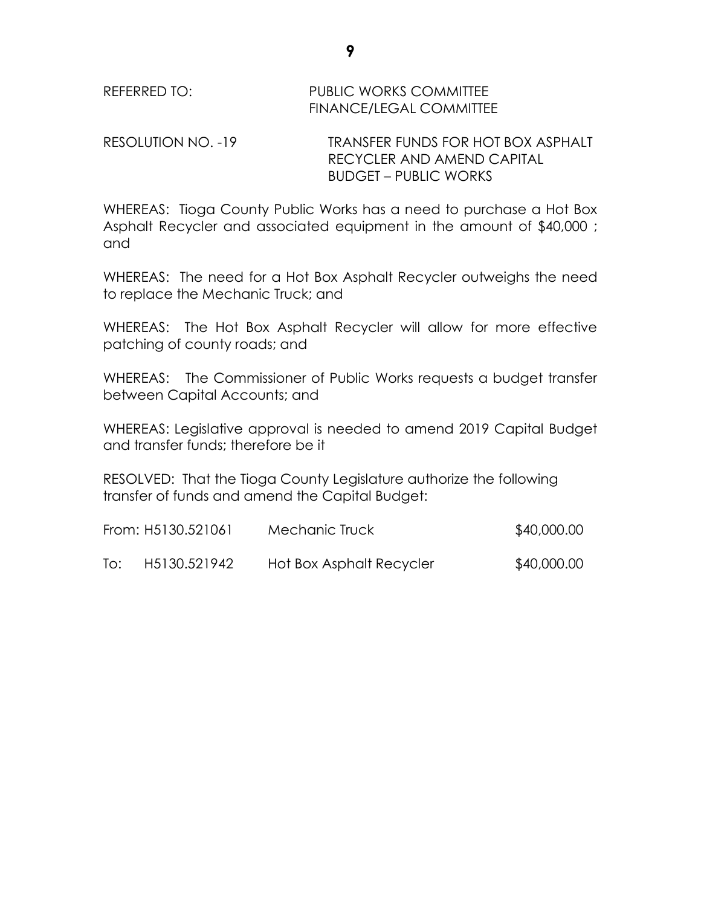REFERRED TO: PUBLIC WORKS COMMITTEE
FINANCE/LEGAL COMMITTEE

RESOLUTION NO. -19 TRANSFER FUNDS FOR HOT BOX ASPHALT RECYCLER AND AMEND CAPITAL BUDGET – PUBLIC WORKS

WHEREAS: Tioga County Public Works has a need to purchase a Hot Box Asphalt Recycler and associated equipment in the amount of $40,000 ; and

WHEREAS: The need for a Hot Box Asphalt Recycler outweighs the need to replace the Mechanic Truck; and

WHEREAS: The Hot Box Asphalt Recycler will allow for more effective patching of county roads; and

WHEREAS: The Commissioner of Public Works requests a budget transfer between Capital Accounts; and

WHEREAS: Legislative approval is needed to amend 2019 Capital Budget and transfer funds; therefore be it

RESOLVED: That the Tioga County Legislature authorize the following transfer of funds and amend the Capital Budget:

| | | | |
|---|---|---|---|
| From: | H5130.521061 | Mechanic Truck | $40,000.00 |
| To: | H5130.521942 | Hot Box Asphalt Recycler | $40,000.00 |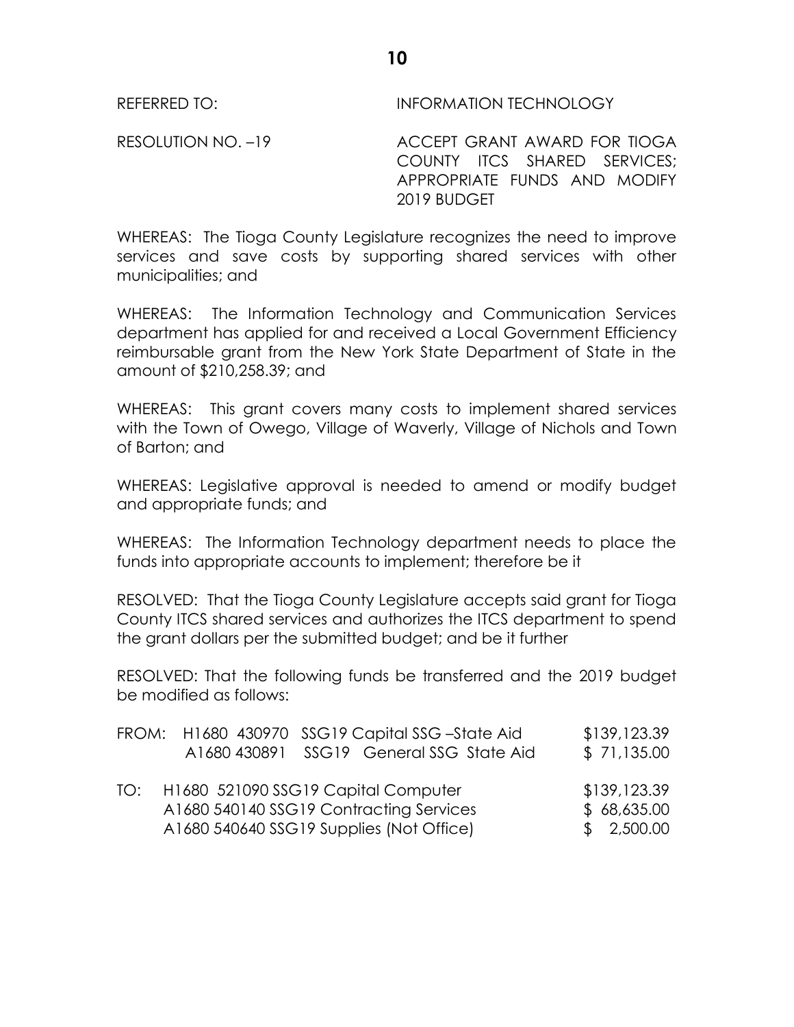REFERRED TO: INFORMATION TECHNOLOGY

RESOLUTION NO. –19 ACCEPT GRANT AWARD FOR TIOGA COUNTY ITCS SHARED SERVICES; APPROPRIATE FUNDS AND MODIFY 2019 BUDGET

WHEREAS: The Tioga County Legislature recognizes the need to improve services and save costs by supporting shared services with other municipalities; and

WHEREAS: The Information Technology and Communication Services department has applied for and received a Local Government Efficiency reimbursable grant from the New York State Department of State in the amount of $210,258.39; and

WHEREAS: This grant covers many costs to implement shared services with the Town of Owego, Village of Waverly, Village of Nichols and Town of Barton; and

WHEREAS: Legislative approval is needed to amend or modify budget and appropriate funds; and

WHEREAS: The Information Technology department needs to place the funds into appropriate accounts to implement; therefore be it

RESOLVED: That the Tioga County Legislature accepts said grant for Tioga County ITCS shared services and authorizes the ITCS department to spend the grant dollars per the submitted budget; and be it further

RESOLVED: That the following funds be transferred and the 2019 budget be modified as follows:

| | | |
|---|---|---|
| FROM: | H1680 430970 SSG19 Capital SSG –State Aid | $139,123.39 |
| | A1680 430891 SSG19 General SSG State Aid | $ 71,135.00 |
| TO: | H1680 521090 SSG19 Capital Computer | $139,123.39 |
| | A1680 540140 SSG19 Contracting Services | $ 68,635.00 |
| | A1680 540640 SSG19 Supplies (Not Office) | $ 2,500.00 |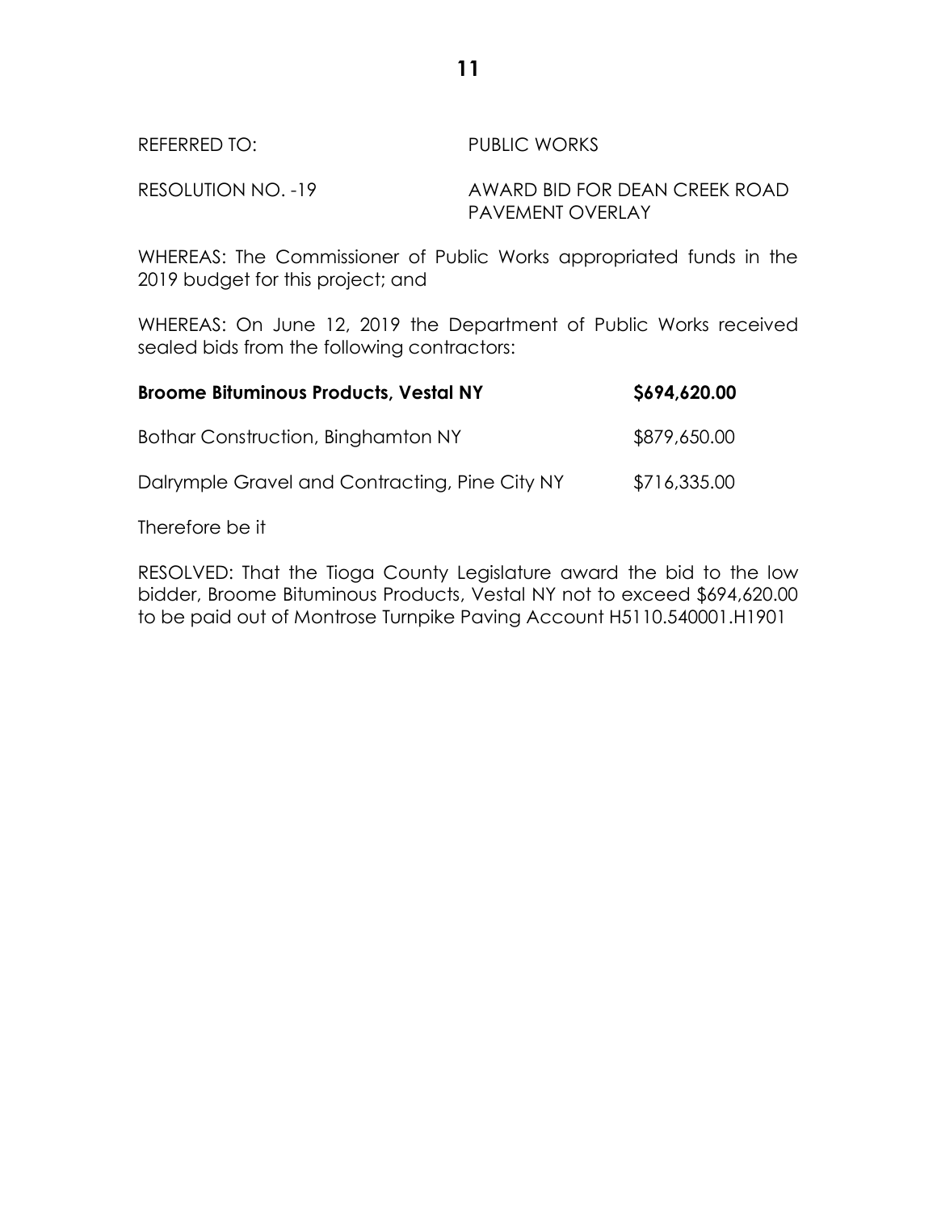REFERRED TO: PUBLIC WORKS

RESOLUTION NO. -19 AWARD BID FOR DEAN CREEK ROAD PAVEMENT OVERLAY

WHEREAS: The Commissioner of Public Works appropriated funds in the 2019 budget for this project; and

WHEREAS: On June 12, 2019 the Department of Public Works received sealed bids from the following contractors:

| | |
|---|---|
| **Broome Bituminous Products, Vestal NY** | **$694,620.00** |
| Bothar Construction, Binghamton NY | $879,650.00 |
| Dalrymple Gravel and Contracting, Pine City NY | $716,335.00 |

Therefore be it

RESOLVED: That the Tioga County Legislature award the bid to the low bidder, Broome Bituminous Products, Vestal NY not to exceed $694,620.00 to be paid out of Montrose Turnpike Paving Account H5110.540001.H1901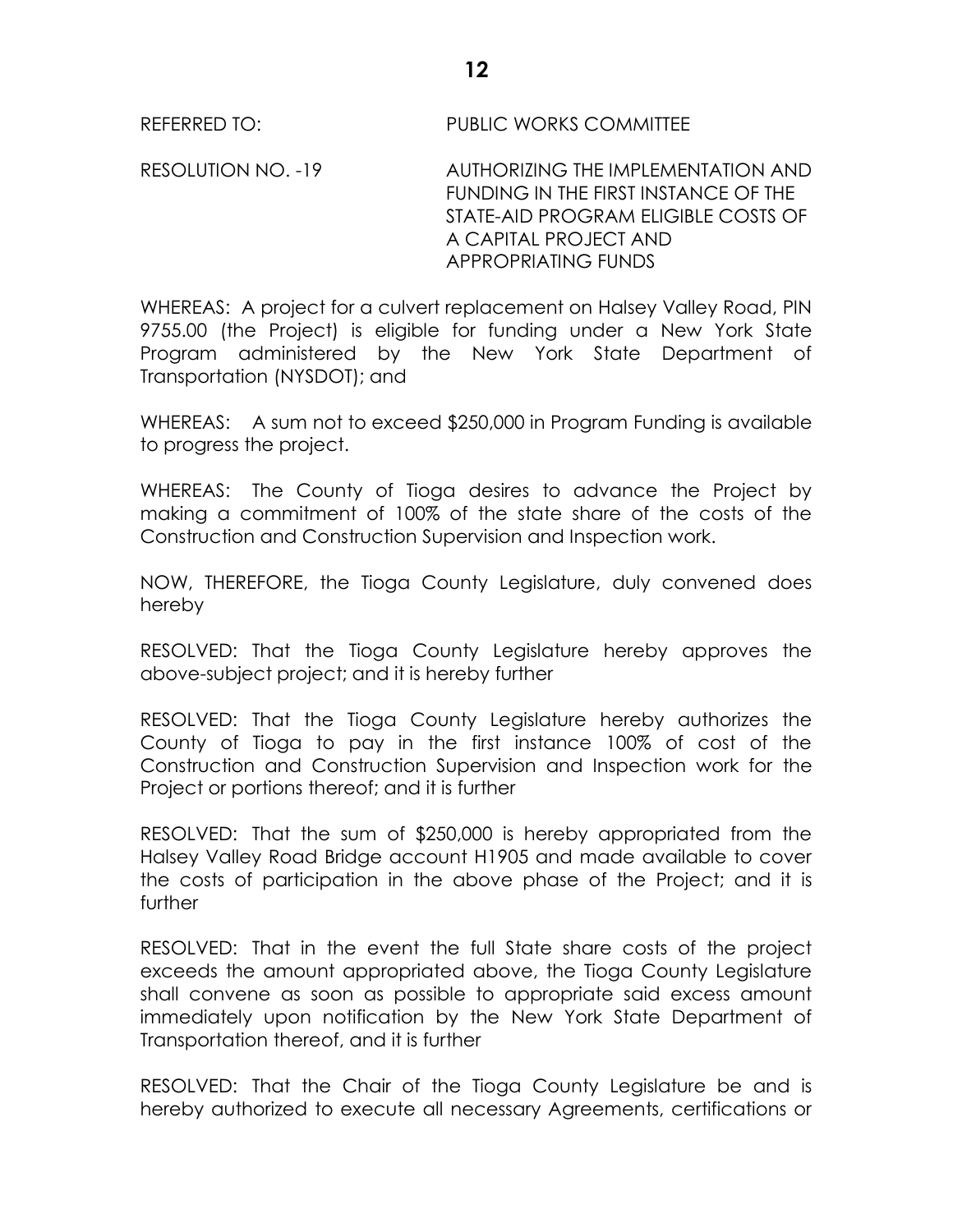REFERRED TO: PUBLIC WORKS COMMITTEE

RESOLUTION NO. -19 AUTHORIZING THE IMPLEMENTATION AND FUNDING IN THE FIRST INSTANCE OF THE STATE-AID PROGRAM ELIGIBLE COSTS OF A CAPITAL PROJECT AND APPROPRIATING FUNDS

WHEREAS: A project for a culvert replacement on Halsey Valley Road, PIN 9755.00 (the Project) is eligible for funding under a New York State Program administered by the New York State Department of Transportation (NYSDOT); and

WHEREAS: A sum not to exceed $250,000 in Program Funding is available to progress the project.

WHEREAS: The County of Tioga desires to advance the Project by making a commitment of 100% of the state share of the costs of the Construction and Construction Supervision and Inspection work.

NOW, THEREFORE, the Tioga County Legislature, duly convened does hereby

RESOLVED: That the Tioga County Legislature hereby approves the above-subject project; and it is hereby further

RESOLVED: That the Tioga County Legislature hereby authorizes the County of Tioga to pay in the first instance 100% of cost of the Construction and Construction Supervision and Inspection work for the Project or portions thereof; and it is further

RESOLVED: That the sum of $250,000 is hereby appropriated from the Halsey Valley Road Bridge account H1905 and made available to cover the costs of participation in the above phase of the Project; and it is further

RESOLVED: That in the event the full State share costs of the project exceeds the amount appropriated above, the Tioga County Legislature shall convene as soon as possible to appropriate said excess amount immediately upon notification by the New York State Department of Transportation thereof, and it is further

RESOLVED: That the Chair of the Tioga County Legislature be and is hereby authorized to execute all necessary Agreements, certifications or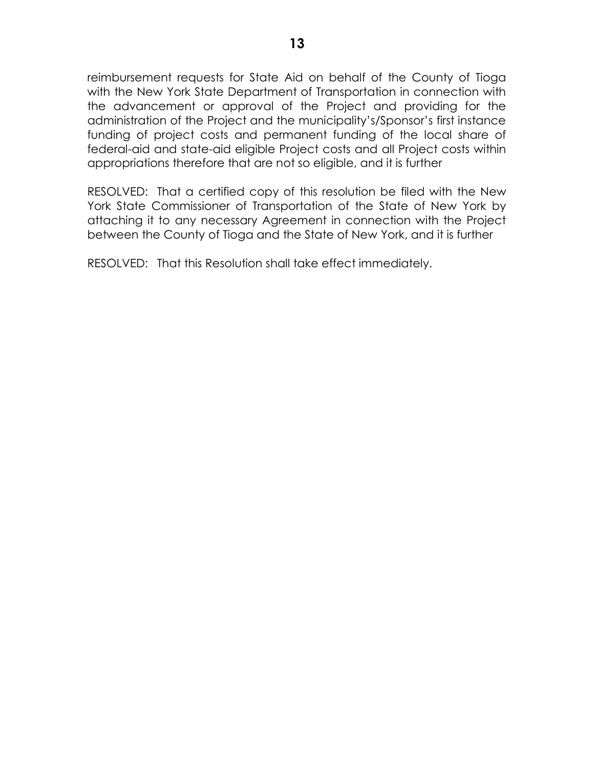reimbursement requests for State Aid on behalf of the County of Tioga with the New York State Department of Transportation in connection with the advancement or approval of the Project and providing for the administration of the Project and the municipality's/Sponsor's first instance funding of project costs and permanent funding of the local share of federal-aid and state-aid eligible Project costs and all Project costs within appropriations therefore that are not so eligible, and it is further

RESOLVED: That a certified copy of this resolution be filed with the New York State Commissioner of Transportation of the State of New York by attaching it to any necessary Agreement in connection with the Project between the County of Tioga and the State of New York, and it is further

RESOLVED: That this Resolution shall take effect immediately.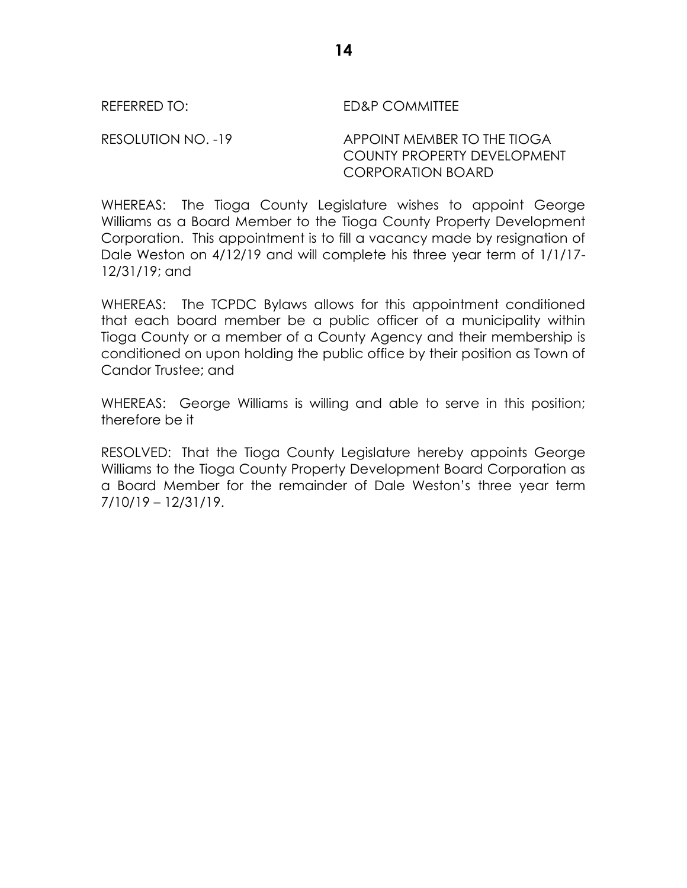REFERRED TO: ED&P COMMITTEE

RESOLUTION NO. -19 APPOINT MEMBER TO THE TIOGA COUNTY PROPERTY DEVELOPMENT CORPORATION BOARD

WHEREAS: The Tioga County Legislature wishes to appoint George Williams as a Board Member to the Tioga County Property Development Corporation. This appointment is to fill a vacancy made by resignation of Dale Weston on 4/12/19 and will complete his three year term of 1/1/17-12/31/19; and

WHEREAS: The TCPDC Bylaws allows for this appointment conditioned that each board member be a public officer of a municipality within Tioga County or a member of a County Agency and their membership is conditioned on upon holding the public office by their position as Town of Candor Trustee; and

WHEREAS: George Williams is willing and able to serve in this position; therefore be it

RESOLVED: That the Tioga County Legislature hereby appoints George Williams to the Tioga County Property Development Board Corporation as a Board Member for the remainder of Dale Weston's three year term 7/10/19 – 12/31/19.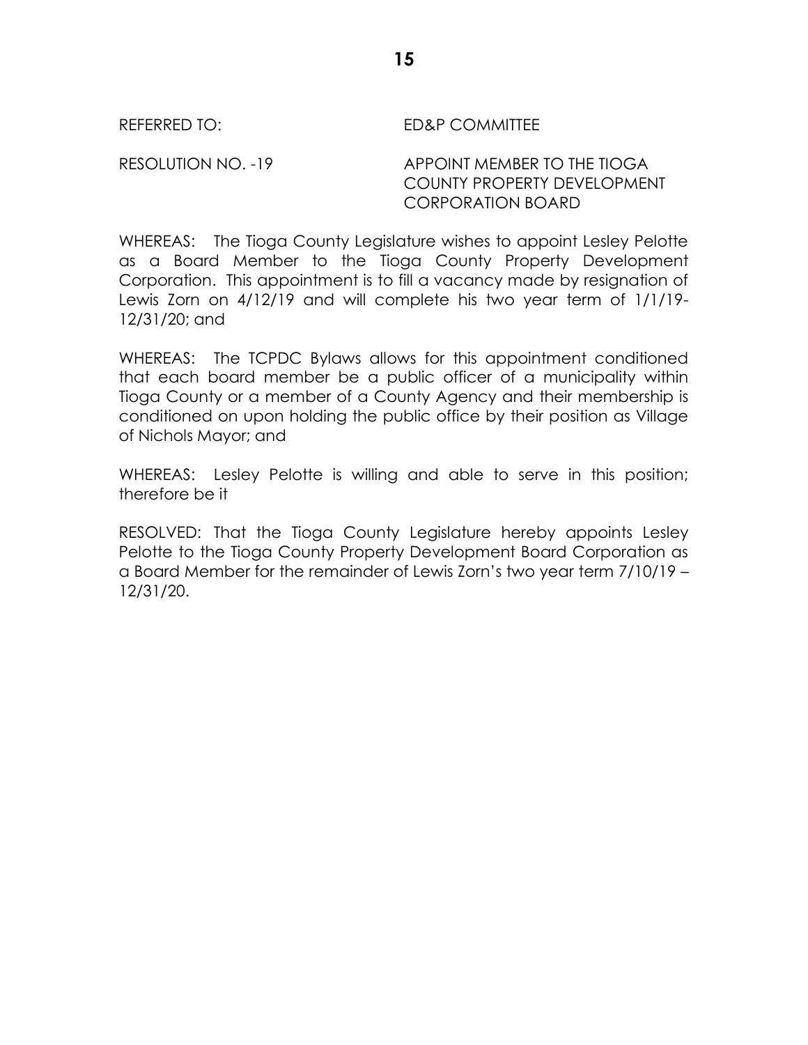REFERRED TO: ED&P COMMITTEE

RESOLUTION NO. -19 APPOINT MEMBER TO THE TIOGA COUNTY PROPERTY DEVELOPMENT CORPORATION BOARD

WHEREAS: The Tioga County Legislature wishes to appoint Lesley Pelotte as a Board Member to the Tioga County Property Development Corporation. This appointment is to fill a vacancy made by resignation of Lewis Zorn on 4/12/19 and will complete his two year term of 1/1/19-12/31/20; and

WHEREAS: The TCPDC Bylaws allows for this appointment conditioned that each board member be a public officer of a municipality within Tioga County or a member of a County Agency and their membership is conditioned on upon holding the public office by their position as Village of Nichols Mayor; and

WHEREAS: Lesley Pelotte is willing and able to serve in this position; therefore be it

RESOLVED: That the Tioga County Legislature hereby appoints Lesley Pelotte to the Tioga County Property Development Board Corporation as a Board Member for the remainder of Lewis Zorn's two year term 7/10/19 – 12/31/20.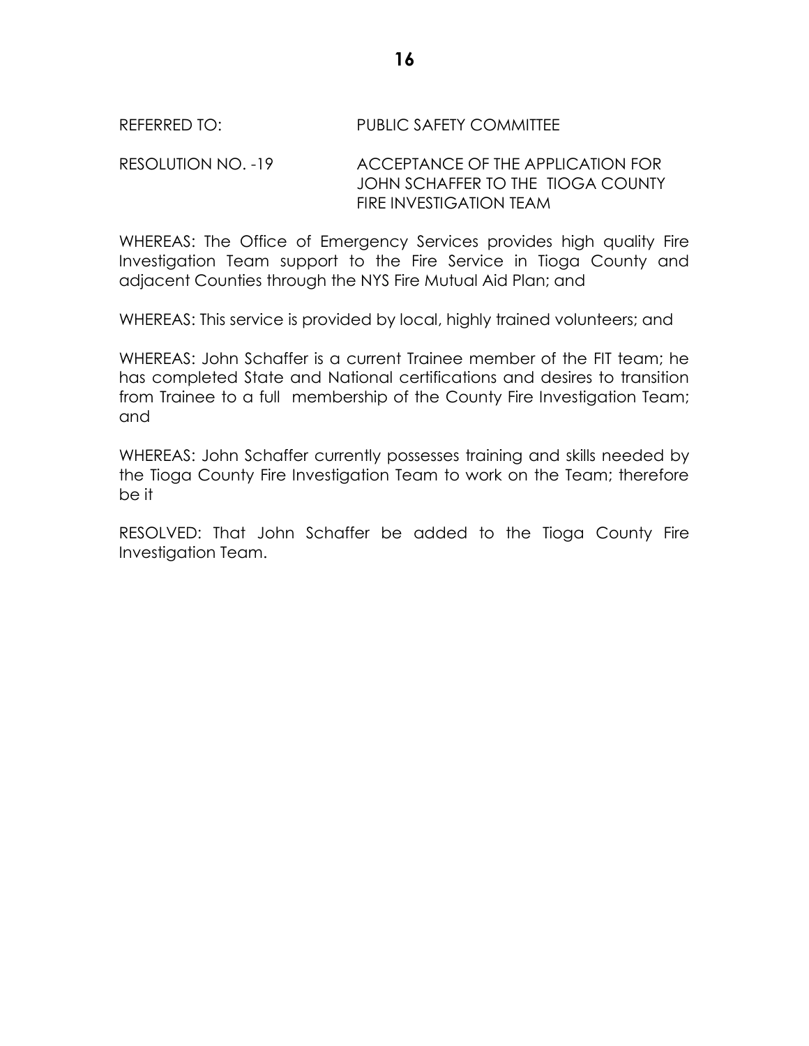REFERRED TO: PUBLIC SAFETY COMMITTEE

RESOLUTION NO. -19 ACCEPTANCE OF THE APPLICATION FOR JOHN SCHAFFER TO THE TIOGA COUNTY FIRE INVESTIGATION TEAM

WHEREAS: The Office of Emergency Services provides high quality Fire Investigation Team support to the Fire Service in Tioga County and adjacent Counties through the NYS Fire Mutual Aid Plan; and

WHEREAS: This service is provided by local, highly trained volunteers; and

WHEREAS: John Schaffer is a current Trainee member of the FIT team; he has completed State and National certifications and desires to transition from Trainee to a full membership of the County Fire Investigation Team; and

WHEREAS: John Schaffer currently possesses training and skills needed by the Tioga County Fire Investigation Team to work on the Team; therefore be it

RESOLVED: That John Schaffer be added to the Tioga County Fire Investigation Team.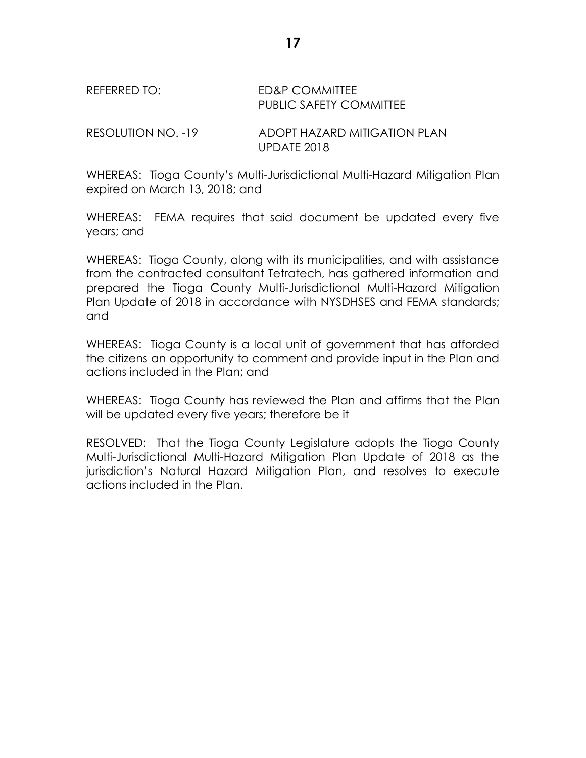REFERRED TO: ED&P COMMITTEE
PUBLIC SAFETY COMMITTEE

RESOLUTION NO. -19 ADOPT HAZARD MITIGATION PLAN UPDATE 2018

WHEREAS: Tioga County's Multi-Jurisdictional Multi-Hazard Mitigation Plan expired on March 13, 2018; and

WHEREAS: FEMA requires that said document be updated every five years; and

WHEREAS: Tioga County, along with its municipalities, and with assistance from the contracted consultant Tetratech, has gathered information and prepared the Tioga County Multi-Jurisdictional Multi-Hazard Mitigation Plan Update of 2018 in accordance with NYSDHSES and FEMA standards; and

WHEREAS: Tioga County is a local unit of government that has afforded the citizens an opportunity to comment and provide input in the Plan and actions included in the Plan; and

WHEREAS: Tioga County has reviewed the Plan and affirms that the Plan will be updated every five years; therefore be it

RESOLVED: That the Tioga County Legislature adopts the Tioga County Multi-Jurisdictional Multi-Hazard Mitigation Plan Update of 2018 as the jurisdiction's Natural Hazard Mitigation Plan, and resolves to execute actions included in the Plan.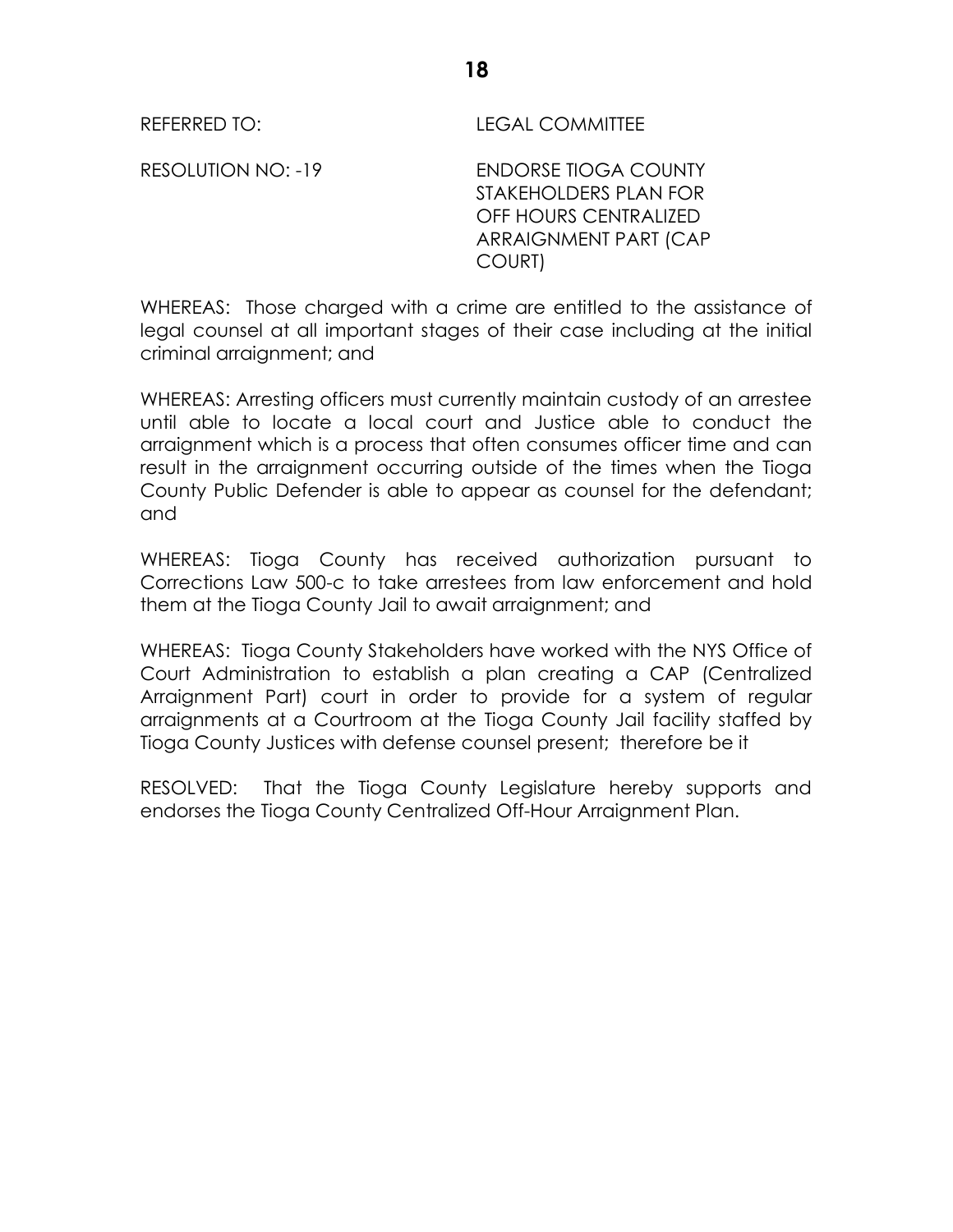REFERRED TO: LEGAL COMMITTEE

RESOLUTION NO: -19 ENDORSE TIOGA COUNTY STAKEHOLDERS PLAN FOR OFF HOURS CENTRALIZED ARRAIGNMENT PART (CAP COURT)

WHEREAS: Those charged with a crime are entitled to the assistance of legal counsel at all important stages of their case including at the initial criminal arraignment; and

WHEREAS: Arresting officers must currently maintain custody of an arrestee until able to locate a local court and Justice able to conduct the arraignment which is a process that often consumes officer time and can result in the arraignment occurring outside of the times when the Tioga County Public Defender is able to appear as counsel for the defendant; and

WHEREAS: Tioga County has received authorization pursuant to Corrections Law 500-c to take arrestees from law enforcement and hold them at the Tioga County Jail to await arraignment; and

WHEREAS: Tioga County Stakeholders have worked with the NYS Office of Court Administration to establish a plan creating a CAP (Centralized Arraignment Part) court in order to provide for a system of regular arraignments at a Courtroom at the Tioga County Jail facility staffed by Tioga County Justices with defense counsel present; therefore be it

RESOLVED: That the Tioga County Legislature hereby supports and endorses the Tioga County Centralized Off-Hour Arraignment Plan.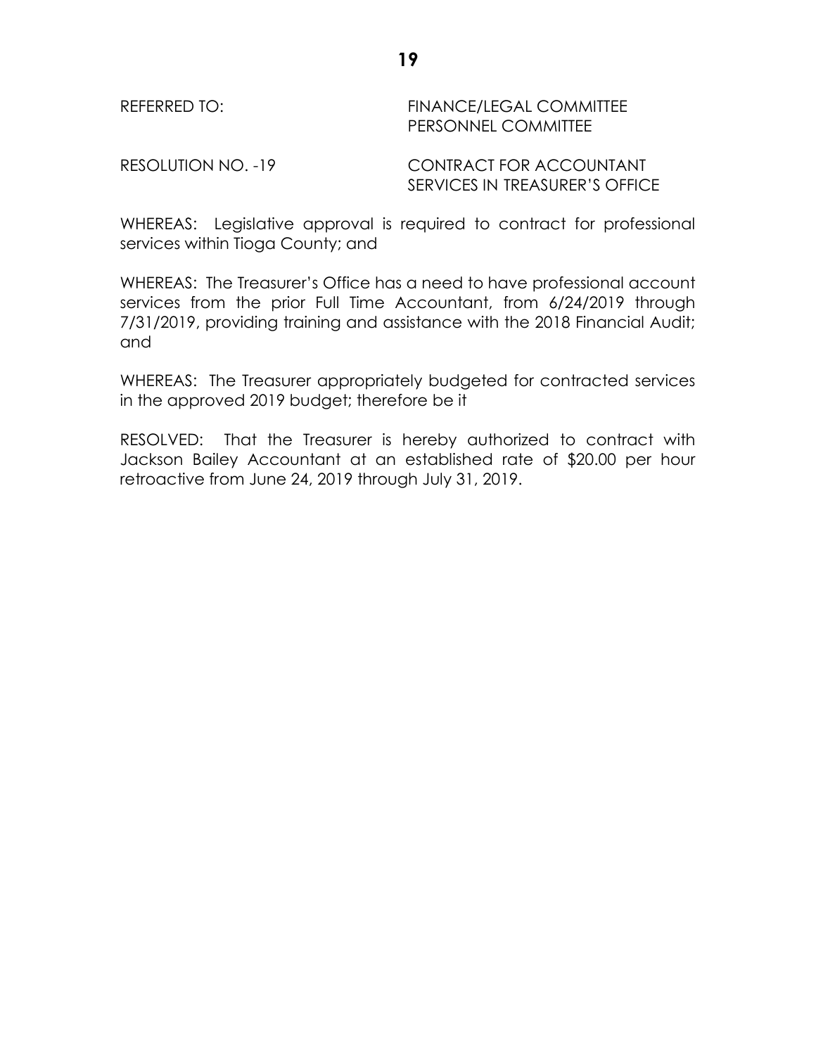REFERRED TO: FINANCE/LEGAL COMMITTEE
PERSONNEL COMMITTEE

RESOLUTION NO. -19 CONTRACT FOR ACCOUNTANT SERVICES IN TREASURER'S OFFICE

WHEREAS: Legislative approval is required to contract for professional services within Tioga County; and

WHEREAS: The Treasurer's Office has a need to have professional account services from the prior Full Time Accountant, from 6/24/2019 through 7/31/2019, providing training and assistance with the 2018 Financial Audit; and

WHEREAS: The Treasurer appropriately budgeted for contracted services in the approved 2019 budget; therefore be it

RESOLVED: That the Treasurer is hereby authorized to contract with Jackson Bailey Accountant at an established rate of $20.00 per hour retroactive from June 24, 2019 through July 31, 2019.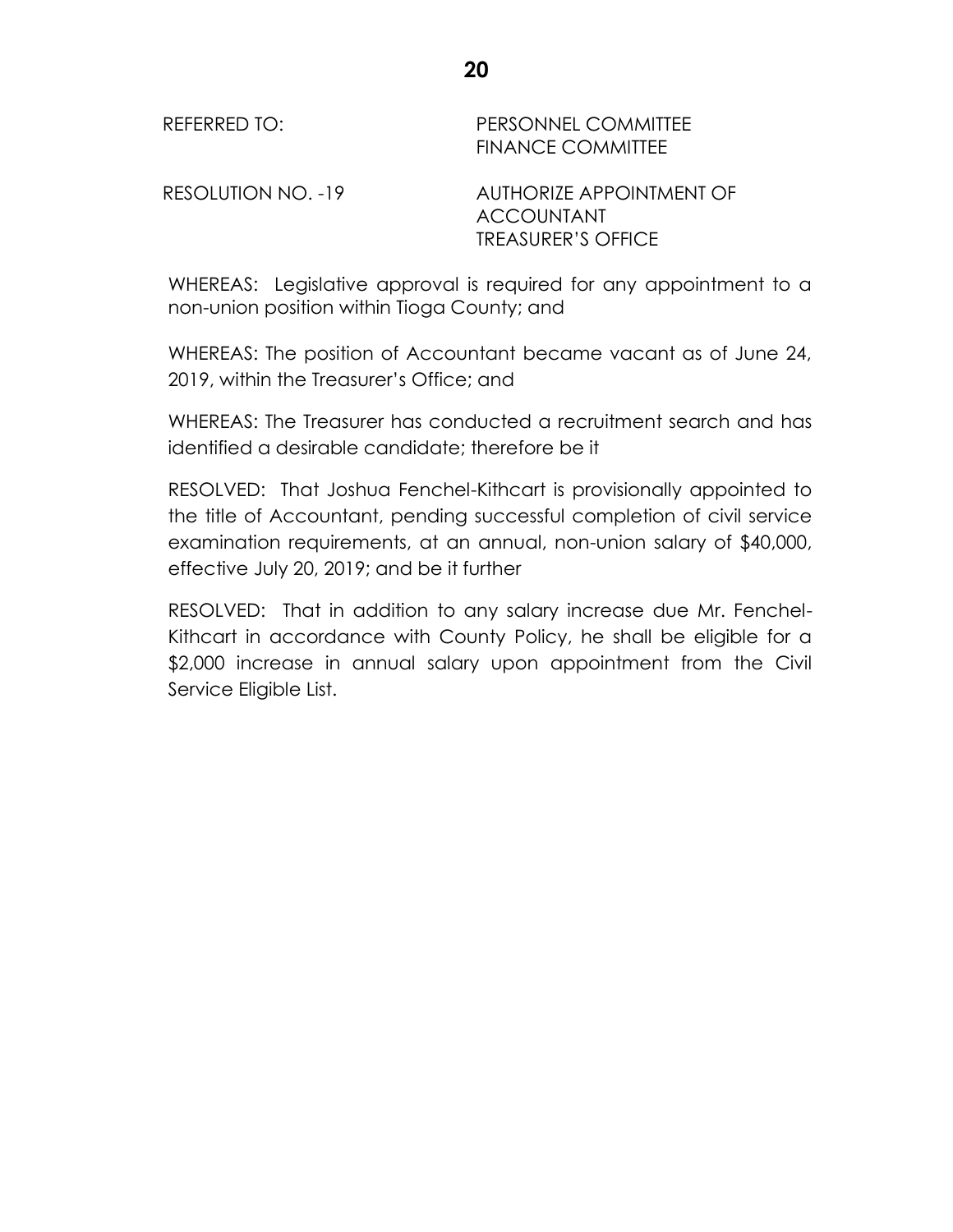REFERRED TO: PERSONNEL COMMITTEE
FINANCE COMMITTEE

RESOLUTION NO. -19 AUTHORIZE APPOINTMENT OF ACCOUNTANT TREASURER'S OFFICE

WHEREAS: Legislative approval is required for any appointment to a non-union position within Tioga County; and

WHEREAS: The position of Accountant became vacant as of June 24, 2019, within the Treasurer's Office; and

WHEREAS: The Treasurer has conducted a recruitment search and has identified a desirable candidate; therefore be it

RESOLVED: That Joshua Fenchel-Kithcart is provisionally appointed to the title of Accountant, pending successful completion of civil service examination requirements, at an annual, non-union salary of $40,000, effective July 20, 2019; and be it further

RESOLVED: That in addition to any salary increase due Mr. Fenchel-Kithcart in accordance with County Policy, he shall be eligible for a $2,000 increase in annual salary upon appointment from the Civil Service Eligible List.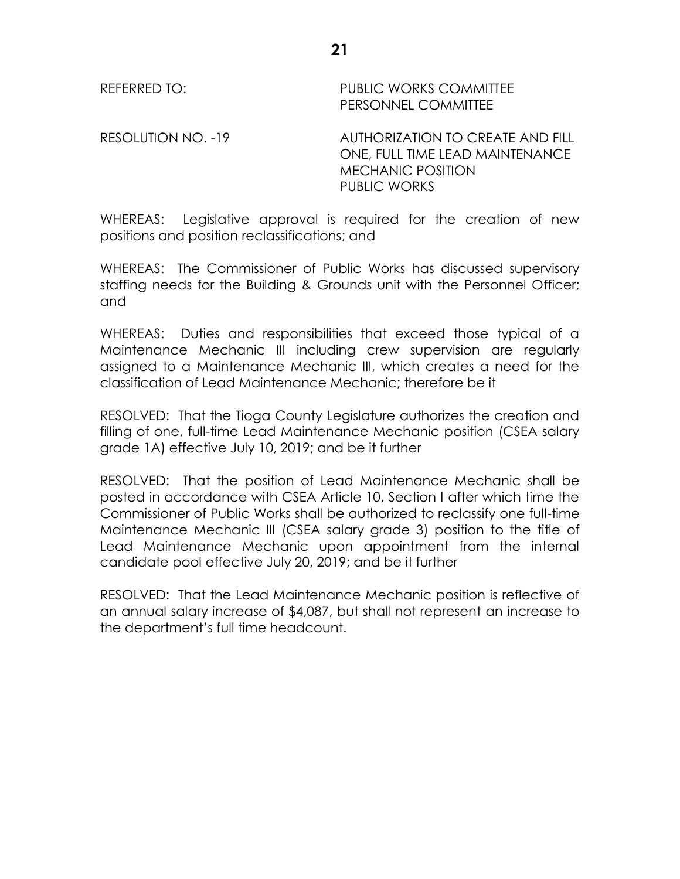REFERRED TO: PUBLIC WORKS COMMITTEE
PERSONNEL COMMITTEE

RESOLUTION NO. -19 AUTHORIZATION TO CREATE AND FILL ONE, FULL TIME LEAD MAINTENANCE MECHANIC POSITION PUBLIC WORKS

WHEREAS: Legislative approval is required for the creation of new positions and position reclassifications; and

WHEREAS: The Commissioner of Public Works has discussed supervisory staffing needs for the Building & Grounds unit with the Personnel Officer; and

WHEREAS: Duties and responsibilities that exceed those typical of a Maintenance Mechanic III including crew supervision are regularly assigned to a Maintenance Mechanic III, which creates a need for the classification of Lead Maintenance Mechanic; therefore be it

RESOLVED: That the Tioga County Legislature authorizes the creation and filling of one, full-time Lead Maintenance Mechanic position (CSEA salary grade 1A) effective July 10, 2019; and be it further

RESOLVED: That the position of Lead Maintenance Mechanic shall be posted in accordance with CSEA Article 10, Section I after which time the Commissioner of Public Works shall be authorized to reclassify one full-time Maintenance Mechanic III (CSEA salary grade 3) position to the title of Lead Maintenance Mechanic upon appointment from the internal candidate pool effective July 20, 2019; and be it further

RESOLVED: That the Lead Maintenance Mechanic position is reflective of an annual salary increase of $4,087, but shall not represent an increase to the department's full time headcount.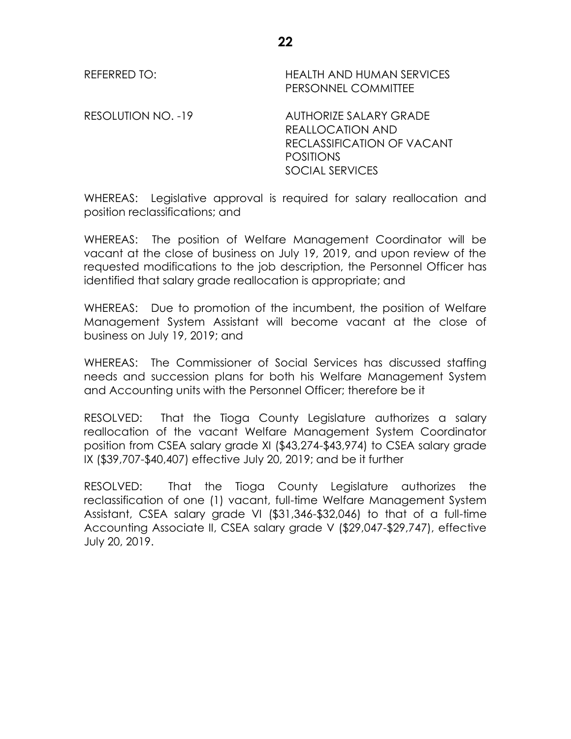REFERRED TO: HEALTH AND HUMAN SERVICES PERSONNEL COMMITTEE

RESOLUTION NO. -19 AUTHORIZE SALARY GRADE REALLOCATION AND RECLASSIFICATION OF VACANT POSITIONS SOCIAL SERVICES

WHEREAS: Legislative approval is required for salary reallocation and position reclassifications; and

WHEREAS: The position of Welfare Management Coordinator will be vacant at the close of business on July 19, 2019, and upon review of the requested modifications to the job description, the Personnel Officer has identified that salary grade reallocation is appropriate; and

WHEREAS: Due to promotion of the incumbent, the position of Welfare Management System Assistant will become vacant at the close of business on July 19, 2019; and

WHEREAS: The Commissioner of Social Services has discussed staffing needs and succession plans for both his Welfare Management System and Accounting units with the Personnel Officer; therefore be it

RESOLVED: That the Tioga County Legislature authorizes a salary reallocation of the vacant Welfare Management System Coordinator position from CSEA salary grade XI ($43,274-$43,974) to CSEA salary grade IX ($39,707-$40,407) effective July 20, 2019; and be it further

RESOLVED: That the Tioga County Legislature authorizes the reclassification of one (1) vacant, full-time Welfare Management System Assistant, CSEA salary grade VI ($31,346-$32,046) to that of a full-time Accounting Associate II, CSEA salary grade V ($29,047-$29,747), effective July 20, 2019.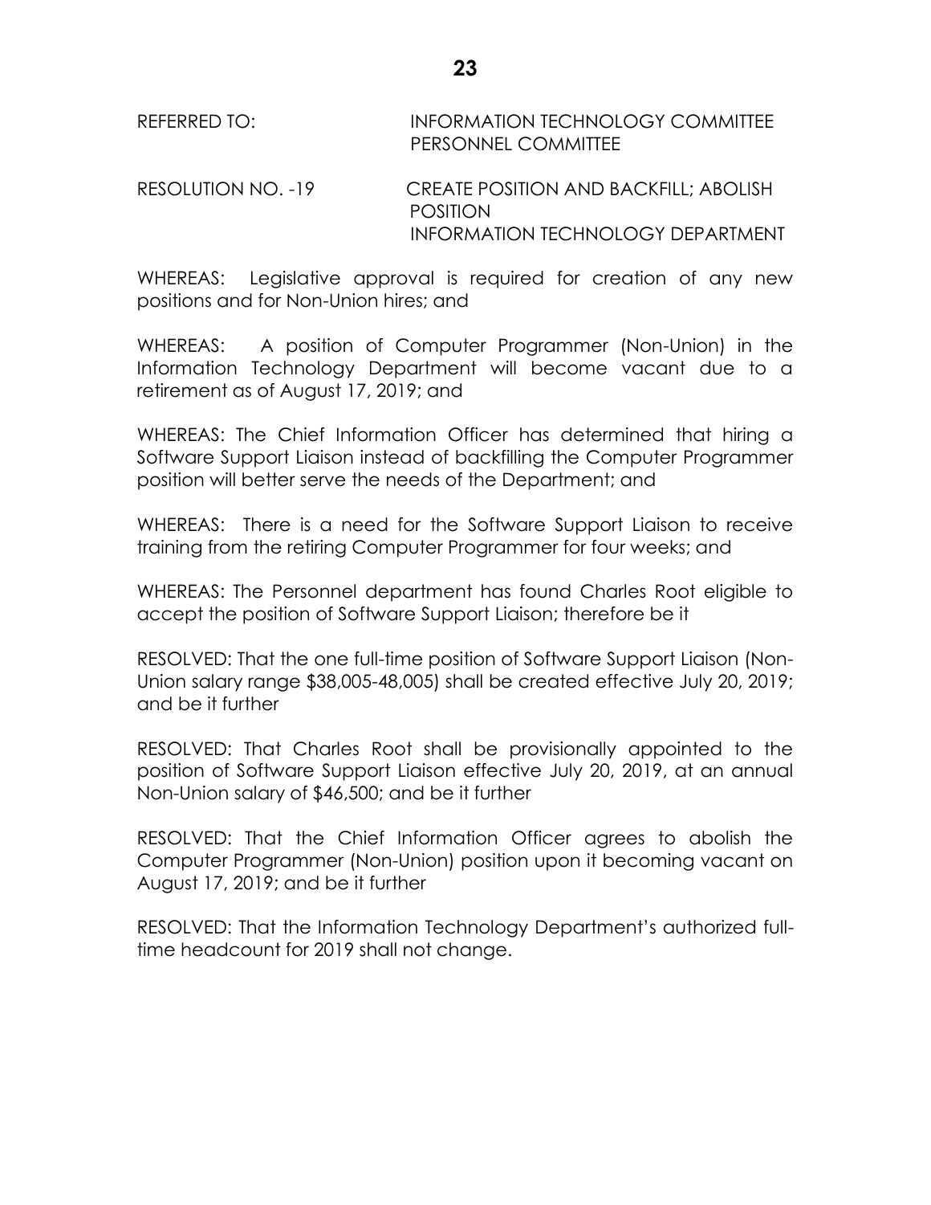REFERRED TO: INFORMATION TECHNOLOGY COMMITTEE
PERSONNEL COMMITTEE

RESOLUTION NO. -19 CREATE POSITION AND BACKFILL; ABOLISH POSITION
INFORMATION TECHNOLOGY DEPARTMENT

WHEREAS: Legislative approval is required for creation of any new positions and for Non-Union hires; and

WHEREAS: A position of Computer Programmer (Non-Union) in the Information Technology Department will become vacant due to a retirement as of August 17, 2019; and

WHEREAS: The Chief Information Officer has determined that hiring a Software Support Liaison instead of backfilling the Computer Programmer position will better serve the needs of the Department; and

WHEREAS: There is a need for the Software Support Liaison to receive training from the retiring Computer Programmer for four weeks; and

WHEREAS: The Personnel department has found Charles Root eligible to accept the position of Software Support Liaison; therefore be it

RESOLVED: That the one full-time position of Software Support Liaison (Non-Union salary range $38,005-48,005) shall be created effective July 20, 2019; and be it further

RESOLVED: That Charles Root shall be provisionally appointed to the position of Software Support Liaison effective July 20, 2019, at an annual Non-Union salary of $46,500; and be it further

RESOLVED: That the Chief Information Officer agrees to abolish the Computer Programmer (Non-Union) position upon it becoming vacant on August 17, 2019; and be it further

RESOLVED: That the Information Technology Department's authorized full-time headcount for 2019 shall not change.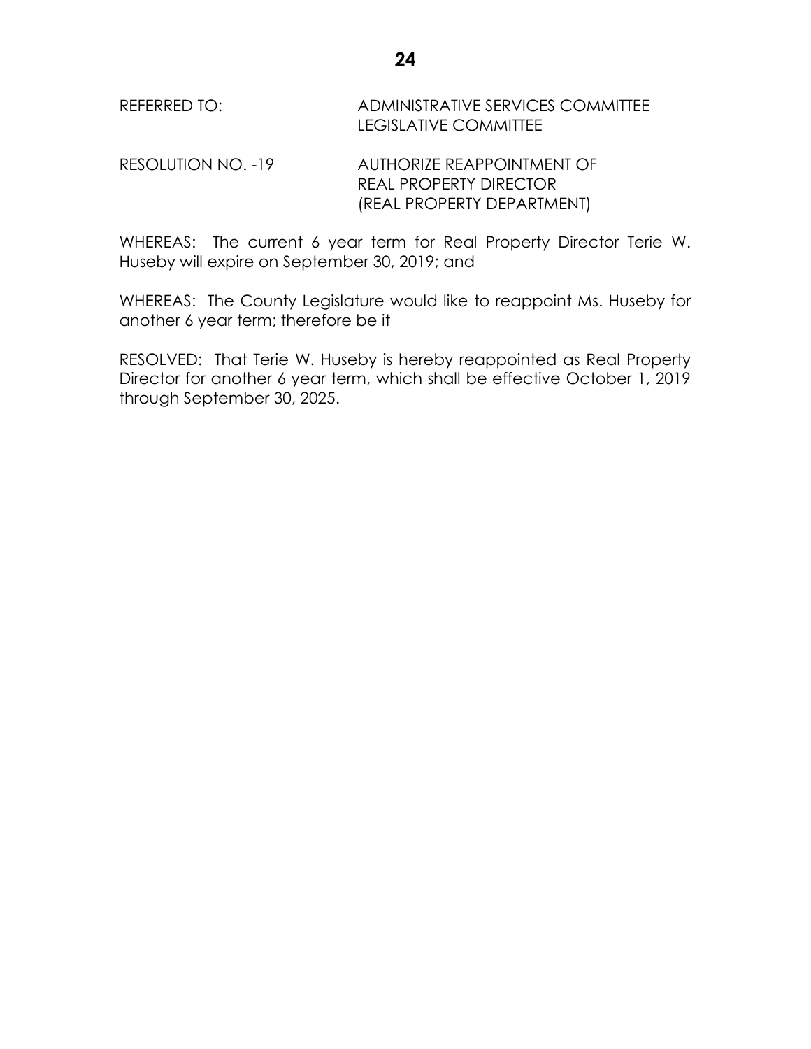REFERRED TO: ADMINISTRATIVE SERVICES COMMITTEE
LEGISLATIVE COMMITTEE

RESOLUTION NO. -19 AUTHORIZE REAPPOINTMENT OF
REAL PROPERTY DIRECTOR
(REAL PROPERTY DEPARTMENT)

WHEREAS: The current 6 year term for Real Property Director Terie W. Huseby will expire on September 30, 2019; and

WHEREAS: The County Legislature would like to reappoint Ms. Huseby for another 6 year term; therefore be it

RESOLVED: That Terie W. Huseby is hereby reappointed as Real Property Director for another 6 year term, which shall be effective October 1, 2019 through September 30, 2025.